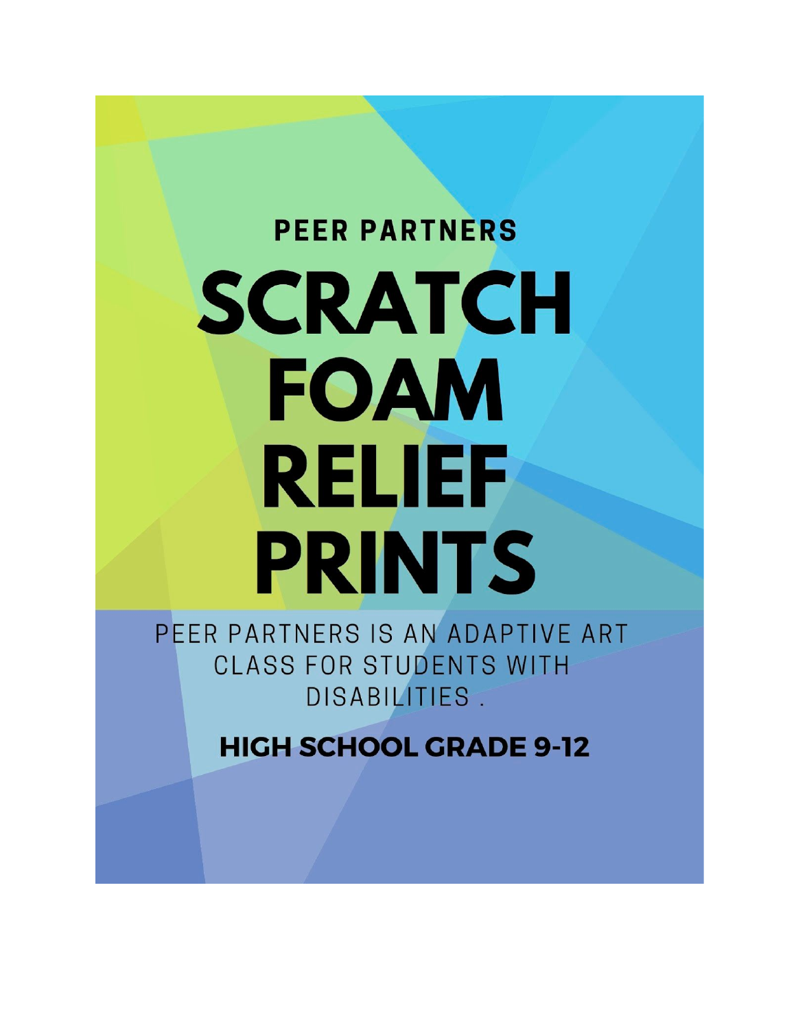**PEER PARTNERS**

# SCRATCH FOAM RELIEF PRINTS

PEER PARTNERS IS AN ADAPTIVE ART CLASS FOR STUDENTS WITH DISABILITIES .

**HIGH SCHOOL GRADE 9-12**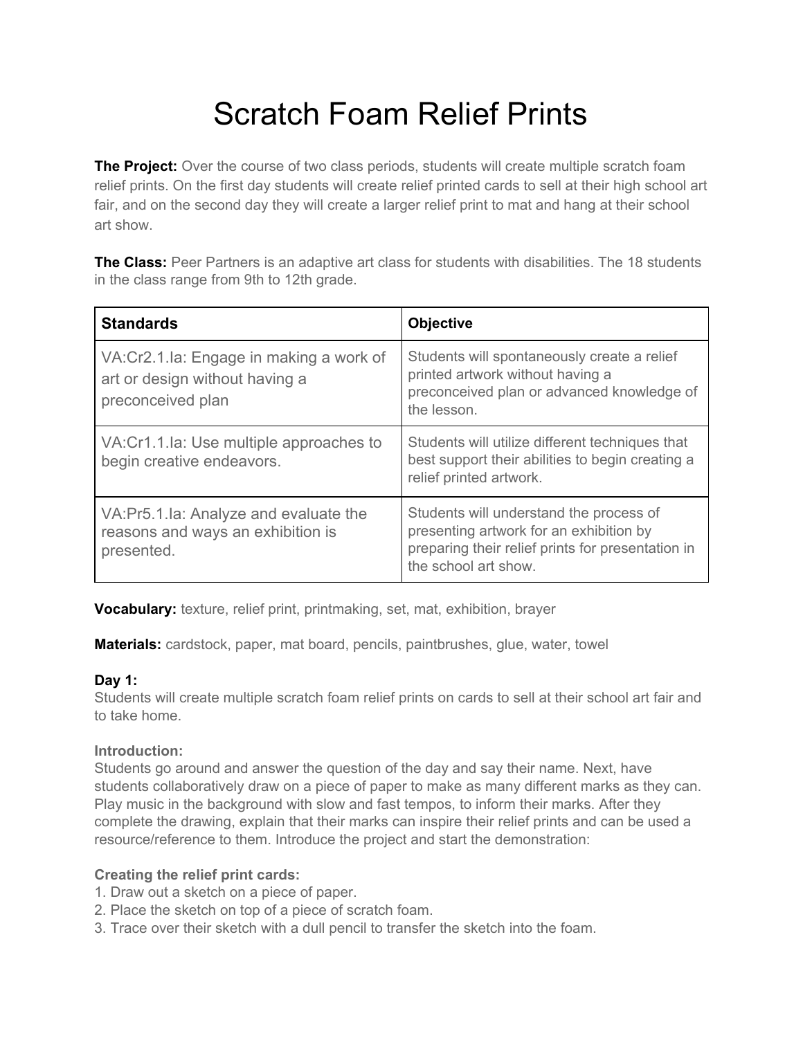# Scratch Foam Relief Prints

**The Project:** Over the course of two class periods, students will create multiple scratch foam relief prints. On the first day students will create relief printed cards to sell at their high school art fair, and on the second day they will create a larger relief print to mat and hang at their school art show.

**The Class:** Peer Partners is an adaptive art class for students with disabilities. The 18 students in the class range from 9th to 12th grade.

| Standards | Objective |
|---|---|
| VA:Cr2.1.Ia: Engage in making a work of art or design without having a preconceived plan | Students will spontaneously create a relief printed artwork without having a preconceived plan or advanced knowledge of the lesson. |
| VA:Cr1.1.Ia: Use multiple approaches to begin creative endeavors. | Students will utilize different techniques that best support their abilities to begin creating a relief printed artwork. |
| VA:Pr5.1.Ia: Analyze and evaluate the reasons and ways an exhibition is presented. | Students will understand the process of presenting artwork for an exhibition by preparing their relief prints for presentation in the school art show. |

**Vocabulary:** texture, relief print, printmaking, set, mat, exhibition, brayer

**Materials:** cardstock, paper, mat board, pencils, paintbrushes, glue, water, towel

**Day 1:**
Students will create multiple scratch foam relief prints on cards to sell at their school art fair and to take home.

**Introduction:**
Students go around and answer the question of the day and say their name. Next, have students collaboratively draw on a piece of paper to make as many different marks as they can. Play music in the background with slow and fast tempos, to inform their marks. After they complete the drawing, explain that their marks can inspire their relief prints and can be used a resource/reference to them. Introduce the project and start the demonstration:

**Creating the relief print cards:**
1. Draw out a sketch on a piece of paper.
2. Place the sketch on top of a piece of scratch foam.
3. Trace over their sketch with a dull pencil to transfer the sketch into the foam.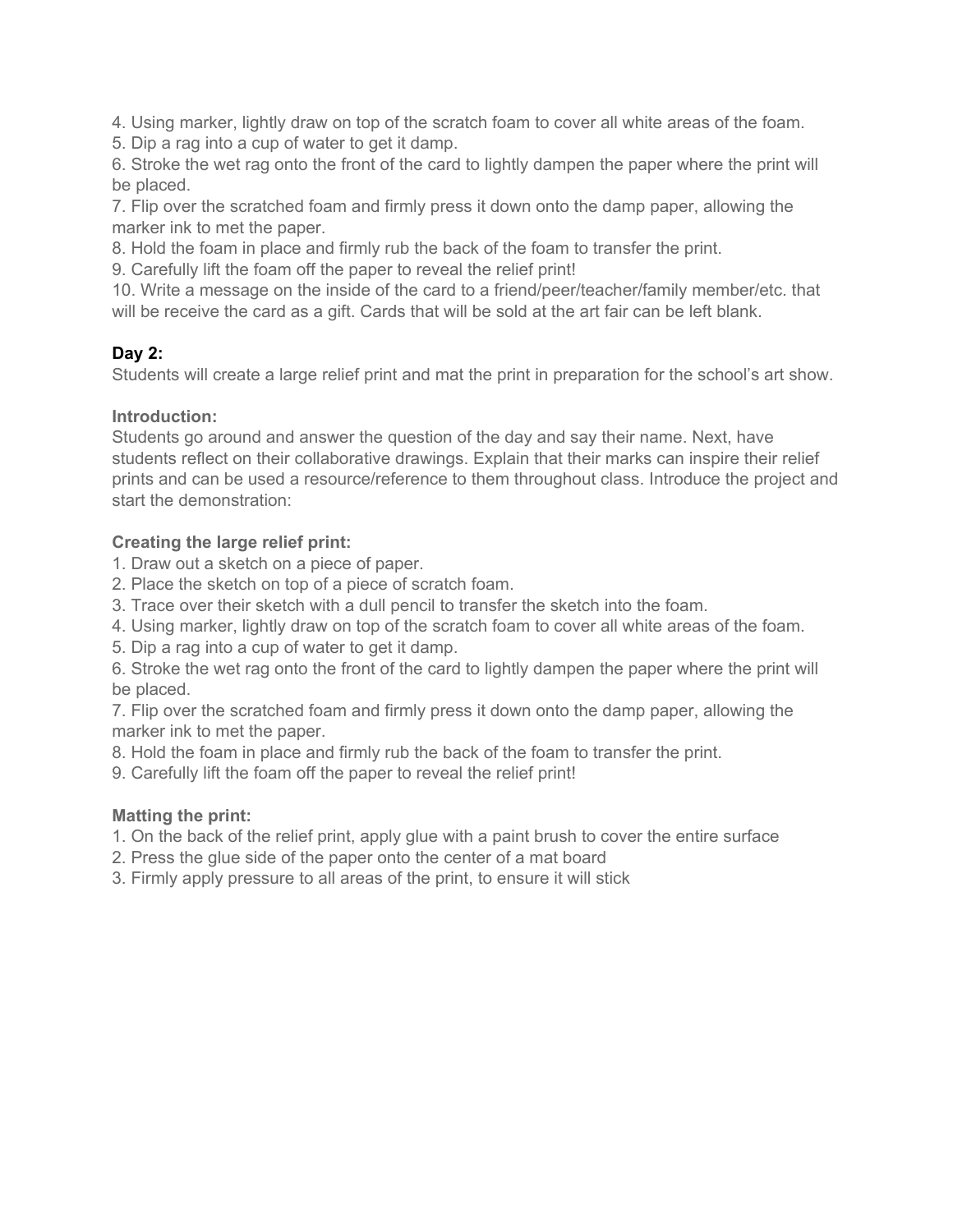4. Using marker, lightly draw on top of the scratch foam to cover all white areas of the foam.
5. Dip a rag into a cup of water to get it damp.
6. Stroke the wet rag onto the front of the card to lightly dampen the paper where the print will be placed.
7. Flip over the scratched foam and firmly press it down onto the damp paper, allowing the marker ink to met the paper.
8. Hold the foam in place and firmly rub the back of the foam to transfer the print.
9. Carefully lift the foam off the paper to reveal the relief print!
10. Write a message on the inside of the card to a friend/peer/teacher/family member/etc. that will be receive the card as a gift. Cards that will be sold at the art fair can be left blank.

**Day 2:**

Students will create a large relief print and mat the print in preparation for the school's art show.

**Introduction:**

Students go around and answer the question of the day and say their name. Next, have students reflect on their collaborative drawings. Explain that their marks can inspire their relief prints and can be used a resource/reference to them throughout class. Introduce the project and start the demonstration:

**Creating the large relief print:**

1. Draw out a sketch on a piece of paper.
2. Place the sketch on top of a piece of scratch foam.
3. Trace over their sketch with a dull pencil to transfer the sketch into the foam.
4. Using marker, lightly draw on top of the scratch foam to cover all white areas of the foam.
5. Dip a rag into a cup of water to get it damp.
6. Stroke the wet rag onto the front of the card to lightly dampen the paper where the print will be placed.
7. Flip over the scratched foam and firmly press it down onto the damp paper, allowing the marker ink to met the paper.
8. Hold the foam in place and firmly rub the back of the foam to transfer the print.
9. Carefully lift the foam off the paper to reveal the relief print!

**Matting the print:**

1. On the back of the relief print, apply glue with a paint brush to cover the entire surface
2. Press the glue side of the paper onto the center of a mat board
3. Firmly apply pressure to all areas of the print, to ensure it will stick